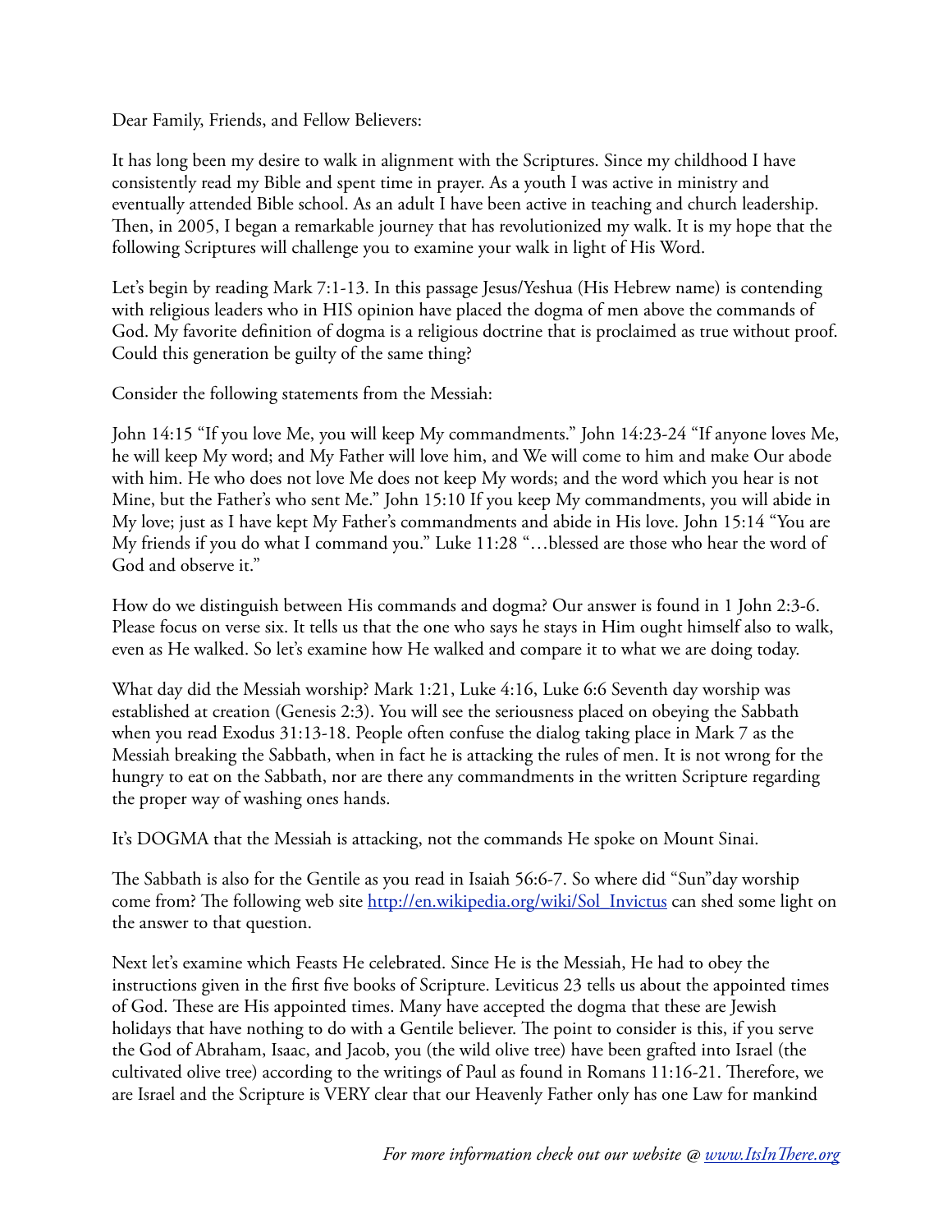Dear Family, Friends, and Fellow Believers:

It has long been my desire to walk in alignment with the Scriptures. Since my childhood I have consistently read my Bible and spent time in prayer. As a youth I was active in ministry and eventually attended Bible school. As an adult I have been active in teaching and church leadership. Then, in 2005, I began a remarkable journey that has revolutionized my walk. It is my hope that the following Scriptures will challenge you to examine your walk in light of His Word.

Let's begin by reading Mark 7:1-13. In this passage Jesus/Yeshua (His Hebrew name) is contending with religious leaders who in HIS opinion have placed the dogma of men above the commands of God. My favorite definition of dogma is a religious doctrine that is proclaimed as true without proof. Could this generation be guilty of the same thing?

Consider the following statements from the Messiah:

John 14:15 "If you love Me, you will keep My commandments." John 14:23-24 "If anyone loves Me, he will keep My word; and My Father will love him, and We will come to him and make Our abode with him. He who does not love Me does not keep My words; and the word which you hear is not Mine, but the Father's who sent Me." John 15:10 If you keep My commandments, you will abide in My love; just as I have kept My Father's commandments and abide in His love. John 15:14 "You are My friends if you do what I command you." Luke 11:28 "…blessed are those who hear the word of God and observe it."

How do we distinguish between His commands and dogma? Our answer is found in 1 John 2:3-6. Please focus on verse six. It tells us that the one who says he stays in Him ought himself also to walk, even as He walked. So let's examine how He walked and compare it to what we are doing today.

What day did the Messiah worship? Mark 1:21, Luke 4:16, Luke 6:6 Seventh day worship was established at creation (Genesis 2:3). You will see the seriousness placed on obeying the Sabbath when you read Exodus 31:13-18. People often confuse the dialog taking place in Mark 7 as the Messiah breaking the Sabbath, when in fact he is attacking the rules of men. It is not wrong for the hungry to eat on the Sabbath, nor are there any commandments in the written Scripture regarding the proper way of washing ones hands.

It's DOGMA that the Messiah is attacking, not the commands He spoke on Mount Sinai.

The Sabbath is also for the Gentile as you read in Isaiah 56:6-7. So where did "Sun"day worship come from? The following web site [http://en.wikipedia.org/wiki/Sol_Invictus](http://en.wikipedia.org/wiki/Sol_Invictus) can shed some light on the answer to that question.

Next let's examine which Feasts He celebrated. Since He is the Messiah, He had to obey the instructions given in the first five books of Scripture. Leviticus 23 tells us about the appointed times of God. These are His appointed times. Many have accepted the dogma that these are Jewish holidays that have nothing to do with a Gentile believer. The point to consider is this, if you serve the God of Abraham, Isaac, and Jacob, you (the wild olive tree) have been grafted into Israel (the cultivated olive tree) according to the writings of Paul as found in Romans 11:16-21. Therefore, we are Israel and the Scripture is VERY clear that our Heavenly Father only has one Law for mankind

*For more information check out our website @ [www.ItsInThere.org](http://www.ItsInThere.org)*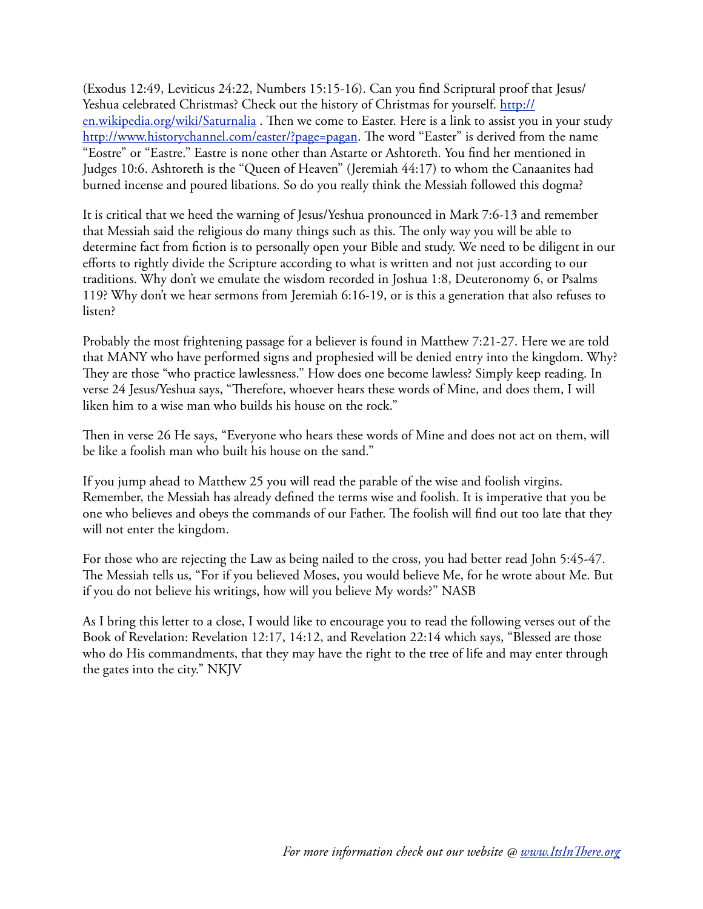(Exodus 12:49, Leviticus 24:22, Numbers 15:15-16). Can you find Scriptural proof that Jesus/Yeshua celebrated Christmas? Check out the history of Christmas for yourself. [http://en.wikipedia.org/wiki/Saturnalia](http://en.wikipedia.org/wiki/Saturnalia) . Then we come to Easter. Here is a link to assist you in your study [http://www.historychannel.com/easter/?page=pagan](http://www.historychannel.com/easter/?page=pagan). The word "Easter" is derived from the name "Eostre" or "Eastre." Eastre is none other than Astarte or Ashtoreth. You find her mentioned in Judges 10:6. Ashtoreth is the "Queen of Heaven" (Jeremiah 44:17) to whom the Canaanites had burned incense and poured libations. So do you really think the Messiah followed this dogma?

It is critical that we heed the warning of Jesus/Yeshua pronounced in Mark 7:6-13 and remember that Messiah said the religious do many things such as this. The only way you will be able to determine fact from fiction is to personally open your Bible and study. We need to be diligent in our efforts to rightly divide the Scripture according to what is written and not just according to our traditions. Why don't we emulate the wisdom recorded in Joshua 1:8, Deuteronomy 6, or Psalms 119? Why don't we hear sermons from Jeremiah 6:16-19, or is this a generation that also refuses to listen?

Probably the most frightening passage for a believer is found in Matthew 7:21-27. Here we are told that MANY who have performed signs and prophesied will be denied entry into the kingdom. Why? They are those "who practice lawlessness." How does one become lawless? Simply keep reading. In verse 24 Jesus/Yeshua says, "Therefore, whoever hears these words of Mine, and does them, I will liken him to a wise man who builds his house on the rock."

Then in verse 26 He says, "Everyone who hears these words of Mine and does not act on them, will be like a foolish man who built his house on the sand."

If you jump ahead to Matthew 25 you will read the parable of the wise and foolish virgins. Remember, the Messiah has already defined the terms wise and foolish. It is imperative that you be one who believes and obeys the commands of our Father. The foolish will find out too late that they will not enter the kingdom.

For those who are rejecting the Law as being nailed to the cross, you had better read John 5:45-47. The Messiah tells us, "For if you believed Moses, you would believe Me, for he wrote about Me. But if you do not believe his writings, how will you believe My words?" NASB

As I bring this letter to a close, I would like to encourage you to read the following verses out of the Book of Revelation: Revelation 12:17, 14:12, and Revelation 22:14 which says, "Blessed are those who do His commandments, that they may have the right to the tree of life and may enter through the gates into the city." NKJV

*For more information check out our website @ [www.ItsInThere.org](http://www.ItsInThere.org)*